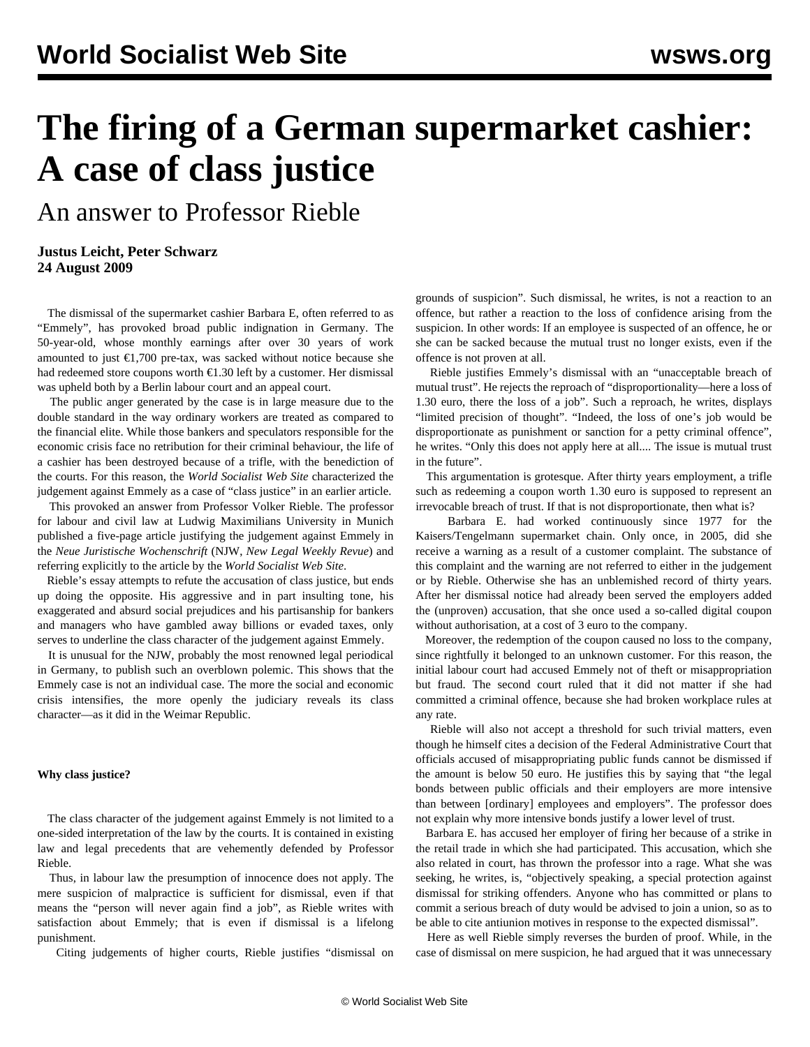# The firing of a German supermarket cashier: A case of class justice

## An answer to Professor Rieble

**Justus Leicht, Peter Schwarz**
**24 August 2009**

The dismissal of the supermarket cashier Barbara E, often referred to as "Emmely", has provoked broad public indignation in Germany. The 50-year-old, whose monthly earnings after over 30 years of work amounted to just €1,700 pre-tax, was sacked without notice because she had redeemed store coupons worth €1.30 left by a customer. Her dismissal was upheld both by a Berlin labour court and an appeal court.

The public anger generated by the case is in large measure due to the double standard in the way ordinary workers are treated as compared to the financial elite. While those bankers and speculators responsible for the economic crisis face no retribution for their criminal behaviour, the life of a cashier has been destroyed because of a trifle, with the benediction of the courts. For this reason, the *World Socialist Web Site* characterized the judgement against Emmely as a case of "class justice" in an earlier article.

This provoked an answer from Professor Volker Rieble. The professor for labour and civil law at Ludwig Maximilians University in Munich published a five-page article justifying the judgement against Emmely in the *Neue Juristische Wochenschrift* (NJW, *New Legal Weekly Revue*) and referring explicitly to the article by the *World Socialist Web Site*.

Rieble's essay attempts to refute the accusation of class justice, but ends up doing the opposite. His aggressive and in part insulting tone, his exaggerated and absurd social prejudices and his partisanship for bankers and managers who have gambled away billions or evaded taxes, only serves to underline the class character of the judgement against Emmely.

It is unusual for the NJW, probably the most renowned legal periodical in Germany, to publish such an overblown polemic. This shows that the Emmely case is not an individual case. The more the social and economic crisis intensifies, the more openly the judiciary reveals its class character—as it did in the Weimar Republic.

**Why class justice?**

The class character of the judgement against Emmely is not limited to a one-sided interpretation of the law by the courts. It is contained in existing law and legal precedents that are vehemently defended by Professor Rieble.

Thus, in labour law the presumption of innocence does not apply. The mere suspicion of malpractice is sufficient for dismissal, even if that means the "person will never again find a job", as Rieble writes with satisfaction about Emmely; that is even if dismissal is a lifelong punishment.

Citing judgements of higher courts, Rieble justifies "dismissal on grounds of suspicion". Such dismissal, he writes, is not a reaction to an offence, but rather a reaction to the loss of confidence arising from the suspicion. In other words: If an employee is suspected of an offence, he or she can be sacked because the mutual trust no longer exists, even if the offence is not proven at all.

Rieble justifies Emmely's dismissal with an "unacceptable breach of mutual trust". He rejects the reproach of "disproportionality—here a loss of 1.30 euro, there the loss of a job". Such a reproach, he writes, displays "limited precision of thought". "Indeed, the loss of one's job would be disproportionate as punishment or sanction for a petty criminal offence", he writes. "Only this does not apply here at all.... The issue is mutual trust in the future".

This argumentation is grotesque. After thirty years employment, a trifle such as redeeming a coupon worth 1.30 euro is supposed to represent an irrevocable breach of trust. If that is not disproportionate, then what is?

Barbara E. had worked continuously since 1977 for the Kaisers/Tengelmann supermarket chain. Only once, in 2005, did she receive a warning as a result of a customer complaint. The substance of this complaint and the warning are not referred to either in the judgement or by Rieble. Otherwise she has an unblemished record of thirty years. After her dismissal notice had already been served the employers added the (unproven) accusation, that she once used a so-called digital coupon without authorisation, at a cost of 3 euro to the company.

Moreover, the redemption of the coupon caused no loss to the company, since rightfully it belonged to an unknown customer. For this reason, the initial labour court had accused Emmely not of theft or misappropriation but fraud. The second court ruled that it did not matter if she had committed a criminal offence, because she had broken workplace rules at any rate.

Rieble will also not accept a threshold for such trivial matters, even though he himself cites a decision of the Federal Administrative Court that officials accused of misappropriating public funds cannot be dismissed if the amount is below 50 euro. He justifies this by saying that "the legal bonds between public officials and their employers are more intensive than between [ordinary] employees and employers". The professor does not explain why more intensive bonds justify a lower level of trust.

Barbara E. has accused her employer of firing her because of a strike in the retail trade in which she had participated. This accusation, which she also related in court, has thrown the professor into a rage. What she was seeking, he writes, is, "objectively speaking, a special protection against dismissal for striking offenders. Anyone who has committed or plans to commit a serious breach of duty would be advised to join a union, so as to be able to cite antiunion motives in response to the expected dismissal".

Here as well Rieble simply reverses the burden of proof. While, in the case of dismissal on mere suspicion, he had argued that it was unnecessary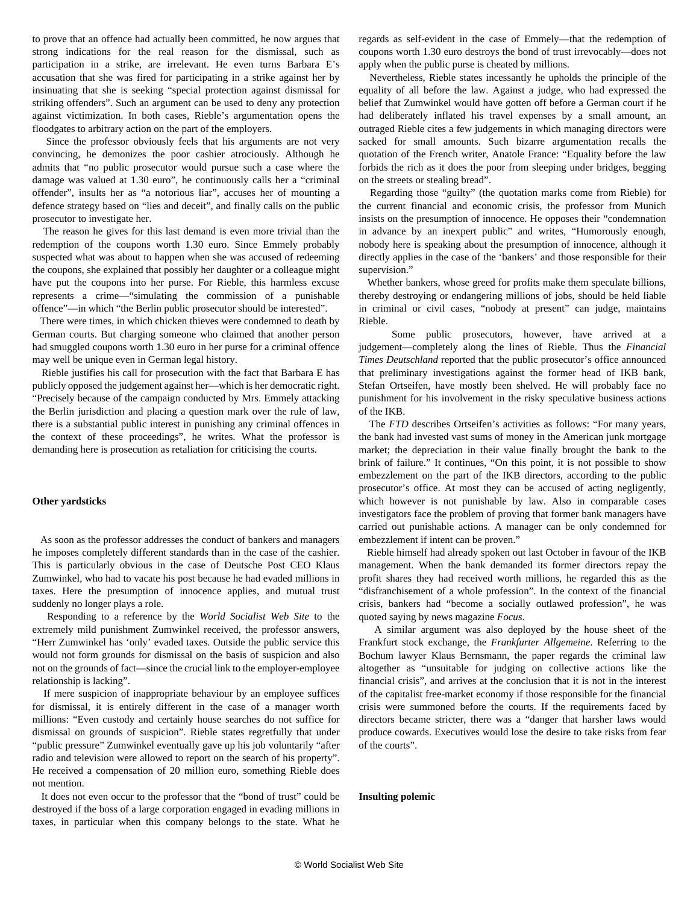to prove that an offence had actually been committed, he now argues that strong indications for the real reason for the dismissal, such as participation in a strike, are irrelevant. He even turns Barbara E's accusation that she was fired for participating in a strike against her by insinuating that she is seeking "special protection against dismissal for striking offenders". Such an argument can be used to deny any protection against victimization. In both cases, Rieble's argumentation opens the floodgates to arbitrary action on the part of the employers.

Since the professor obviously feels that his arguments are not very convincing, he demonizes the poor cashier atrociously. Although he admits that "no public prosecutor would pursue such a case where the damage was valued at 1.30 euro", he continuously calls her a "criminal offender", insults her as "a notorious liar", accuses her of mounting a defence strategy based on "lies and deceit", and finally calls on the public prosecutor to investigate her.

The reason he gives for this last demand is even more trivial than the redemption of the coupons worth 1.30 euro. Since Emmely probably suspected what was about to happen when she was accused of redeeming the coupons, she explained that possibly her daughter or a colleague might have put the coupons into her purse. For Rieble, this harmless excuse represents a crime—"simulating the commission of a punishable offence"—in which "the Berlin public prosecutor should be interested".

There were times, in which chicken thieves were condemned to death by German courts. But charging someone who claimed that another person had smuggled coupons worth 1.30 euro in her purse for a criminal offence may well be unique even in German legal history.

Rieble justifies his call for prosecution with the fact that Barbara E has publicly opposed the judgement against her—which is her democratic right. "Precisely because of the campaign conducted by Mrs. Emmely attacking the Berlin jurisdiction and placing a question mark over the rule of law, there is a substantial public interest in punishing any criminal offences in the context of these proceedings", he writes. What the professor is demanding here is prosecution as retaliation for criticising the courts.

**Other yardsticks**

As soon as the professor addresses the conduct of bankers and managers he imposes completely different standards than in the case of the cashier. This is particularly obvious in the case of Deutsche Post CEO Klaus Zumwinkel, who had to vacate his post because he had evaded millions in taxes. Here the presumption of innocence applies, and mutual trust suddenly no longer plays a role.

Responding to a reference by the *World Socialist Web Site* to the extremely mild punishment Zumwinkel received, the professor answers, "Herr Zumwinkel has 'only' evaded taxes. Outside the public service this would not form grounds for dismissal on the basis of suspicion and also not on the grounds of fact—since the crucial link to the employer-employee relationship is lacking".

If mere suspicion of inappropriate behaviour by an employee suffices for dismissal, it is entirely different in the case of a manager worth millions: "Even custody and certainly house searches do not suffice for dismissal on grounds of suspicion". Rieble states regretfully that under "public pressure" Zumwinkel eventually gave up his job voluntarily "after radio and television were allowed to report on the search of his property". He received a compensation of 20 million euro, something Rieble does not mention.

It does not even occur to the professor that the "bond of trust" could be destroyed if the boss of a large corporation engaged in evading millions in taxes, in particular when this company belongs to the state. What he regards as self-evident in the case of Emmely—that the redemption of coupons worth 1.30 euro destroys the bond of trust irrevocably—does not apply when the public purse is cheated by millions.

Nevertheless, Rieble states incessantly he upholds the principle of the equality of all before the law. Against a judge, who had expressed the belief that Zumwinkel would have gotten off before a German court if he had deliberately inflated his travel expenses by a small amount, an outraged Rieble cites a few judgements in which managing directors were sacked for small amounts. Such bizarre argumentation recalls the quotation of the French writer, Anatole France: "Equality before the law forbids the rich as it does the poor from sleeping under bridges, begging on the streets or stealing bread".

Regarding those "guilty" (the quotation marks come from Rieble) for the current financial and economic crisis, the professor from Munich insists on the presumption of innocence. He opposes their "condemnation in advance by an inexpert public" and writes, "Humorously enough, nobody here is speaking about the presumption of innocence, although it directly applies in the case of the 'bankers' and those responsible for their supervision."

Whether bankers, whose greed for profits make them speculate billions, thereby destroying or endangering millions of jobs, should be held liable in criminal or civil cases, "nobody at present" can judge, maintains Rieble.

Some public prosecutors, however, have arrived at a judgement—completely along the lines of Rieble. Thus the *Financial Times Deutschland* reported that the public prosecutor's office announced that preliminary investigations against the former head of IKB bank, Stefan Ortseifen, have mostly been shelved. He will probably face no punishment for his involvement in the risky speculative business actions of the IKB.

The *FTD* describes Ortseifen's activities as follows: "For many years, the bank had invested vast sums of money in the American junk mortgage market; the depreciation in their value finally brought the bank to the brink of failure." It continues, "On this point, it is not possible to show embezzlement on the part of the IKB directors, according to the public prosecutor's office. At most they can be accused of acting negligently, which however is not punishable by law. Also in comparable cases investigators face the problem of proving that former bank managers have carried out punishable actions. A manager can be only condemned for embezzlement if intent can be proven."

Rieble himself had already spoken out last October in favour of the IKB management. When the bank demanded its former directors repay the profit shares they had received worth millions, he regarded this as the "disfranchisement of a whole profession". In the context of the financial crisis, bankers had "become a socially outlawed profession", he was quoted saying by news magazine *Focus*.

A similar argument was also deployed by the house sheet of the Frankfurt stock exchange, the *Frankfurter Allgemeine*. Referring to the Bochum lawyer Klaus Bernsmann, the paper regards the criminal law altogether as "unsuitable for judging on collective actions like the financial crisis", and arrives at the conclusion that it is not in the interest of the capitalist free-market economy if those responsible for the financial crisis were summoned before the courts. If the requirements faced by directors became stricter, there was a "danger that harsher laws would produce cowards. Executives would lose the desire to take risks from fear of the courts".

**Insulting polemic**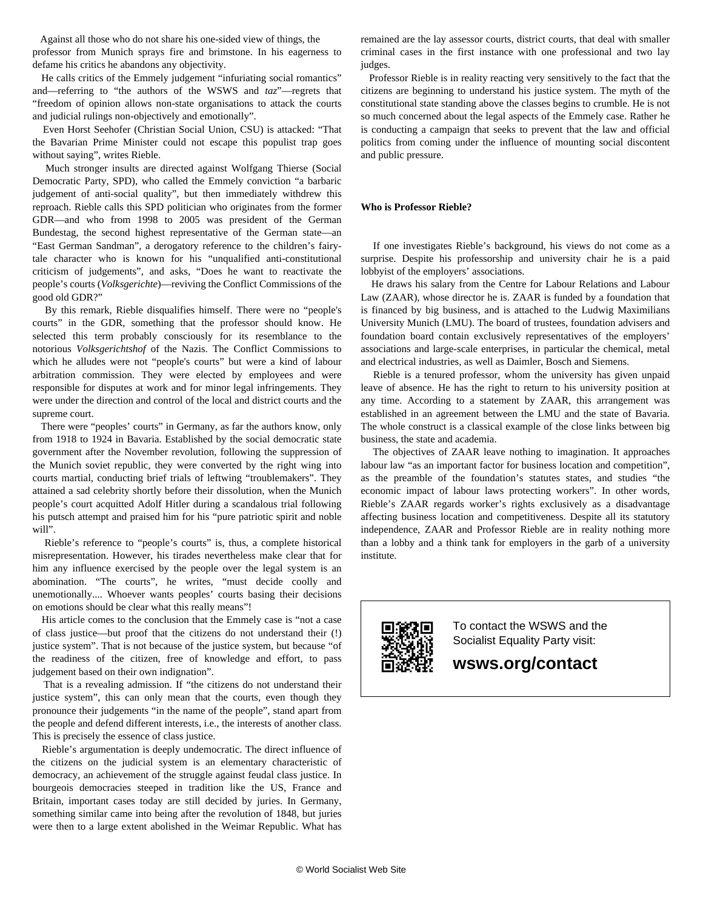Against all those who do not share his one-sided view of things, the professor from Munich sprays fire and brimstone. In his eagerness to defame his critics he abandons any objectivity.

He calls critics of the Emmely judgement "infuriating social romantics" and—referring to "the authors of the WSWS and *taz*"—regrets that "freedom of opinion allows non-state organisations to attack the courts and judicial rulings non-objectively and emotionally".

Even Horst Seehofer (Christian Social Union, CSU) is attacked: "That the Bavarian Prime Minister could not escape this populist trap goes without saying", writes Rieble.

Much stronger insults are directed against Wolfgang Thierse (Social Democratic Party, SPD), who called the Emmely conviction "a barbaric judgement of anti-social quality", but then immediately withdrew this reproach. Rieble calls this SPD politician who originates from the former GDR—and who from 1998 to 2005 was president of the German Bundestag, the second highest representative of the German state—an "East German Sandman", a derogatory reference to the children's fairy-tale character who is known for his "unqualified anti-constitutional criticism of judgements", and asks, "Does he want to reactivate the people's courts (*Volksgerichte*)—reviving the Conflict Commissions of the good old GDR?"

By this remark, Rieble disqualifies himself. There were no "people's courts" in the GDR, something that the professor should know. He selected this term probably consciously for its resemblance to the notorious *Volksgerichtshof* of the Nazis. The Conflict Commissions to which he alludes were not "people's courts" but were a kind of labour arbitration commission. They were elected by employees and were responsible for disputes at work and for minor legal infringements. They were under the direction and control of the local and district courts and the supreme court.

There were "peoples' courts" in Germany, as far the authors know, only from 1918 to 1924 in Bavaria. Established by the social democratic state government after the November revolution, following the suppression of the Munich soviet republic, they were converted by the right wing into courts martial, conducting brief trials of leftwing "troublemakers". They attained a sad celebrity shortly before their dissolution, when the Munich people's court acquitted Adolf Hitler during a scandalous trial following his putsch attempt and praised him for his "pure patriotic spirit and noble will".

Rieble's reference to "people's courts" is, thus, a complete historical misrepresentation. However, his tirades nevertheless make clear that for him any influence exercised by the people over the legal system is an abomination. "The courts", he writes, "must decide coolly and unemotionally.... Whoever wants peoples' courts basing their decisions on emotions should be clear what this really means"!

His article comes to the conclusion that the Emmely case is "not a case of class justice—but proof that the citizens do not understand their (!) justice system". That is not because of the justice system, but because "of the readiness of the citizen, free of knowledge and effort, to pass judgement based on their own indignation".

That is a revealing admission. If "the citizens do not understand their justice system", this can only mean that the courts, even though they pronounce their judgements "in the name of the people", stand apart from the people and defend different interests, i.e., the interests of another class. This is precisely the essence of class justice.

Rieble's argumentation is deeply undemocratic. The direct influence of the citizens on the judicial system is an elementary characteristic of democracy, an achievement of the struggle against feudal class justice. In bourgeois democracies steeped in tradition like the US, France and Britain, important cases today are still decided by juries. In Germany, something similar came into being after the revolution of 1848, but juries were then to a large extent abolished in the Weimar Republic. What has remained are the lay assessor courts, district courts, that deal with smaller criminal cases in the first instance with one professional and two lay judges.

Professor Rieble is in reality reacting very sensitively to the fact that the citizens are beginning to understand his justice system. The myth of the constitutional state standing above the classes begins to crumble. He is not so much concerned about the legal aspects of the Emmely case. Rather he is conducting a campaign that seeks to prevent that the law and official politics from coming under the influence of mounting social discontent and public pressure.

**Who is Professor Rieble?**

If one investigates Rieble's background, his views do not come as a surprise. Despite his professorship and university chair he is a paid lobbyist of the employers' associations.

He draws his salary from the Centre for Labour Relations and Labour Law (ZAAR), whose director he is. ZAAR is funded by a foundation that is financed by big business, and is attached to the Ludwig Maximilians University Munich (LMU). The board of trustees, foundation advisers and foundation board contain exclusively representatives of the employers' associations and large-scale enterprises, in particular the chemical, metal and electrical industries, as well as Daimler, Bosch and Siemens.

Rieble is a tenured professor, whom the university has given unpaid leave of absence. He has the right to return to his university position at any time. According to a statement by ZAAR, this arrangement was established in an agreement between the LMU and the state of Bavaria. The whole construct is a classical example of the close links between big business, the state and academia.

The objectives of ZAAR leave nothing to imagination. It approaches labour law "as an important factor for business location and competition", as the preamble of the foundation's statutes states, and studies "the economic impact of labour laws protecting workers". In other words, Rieble's ZAAR regards worker's rights exclusively as a disadvantage affecting business location and competitiveness. Despite all its statutory independence, ZAAR and Professor Rieble are in reality nothing more than a lobby and a think tank for employers in the garb of a university institute.

To contact the WSWS and the Socialist Equality Party visit:

**wsws.org/contact**